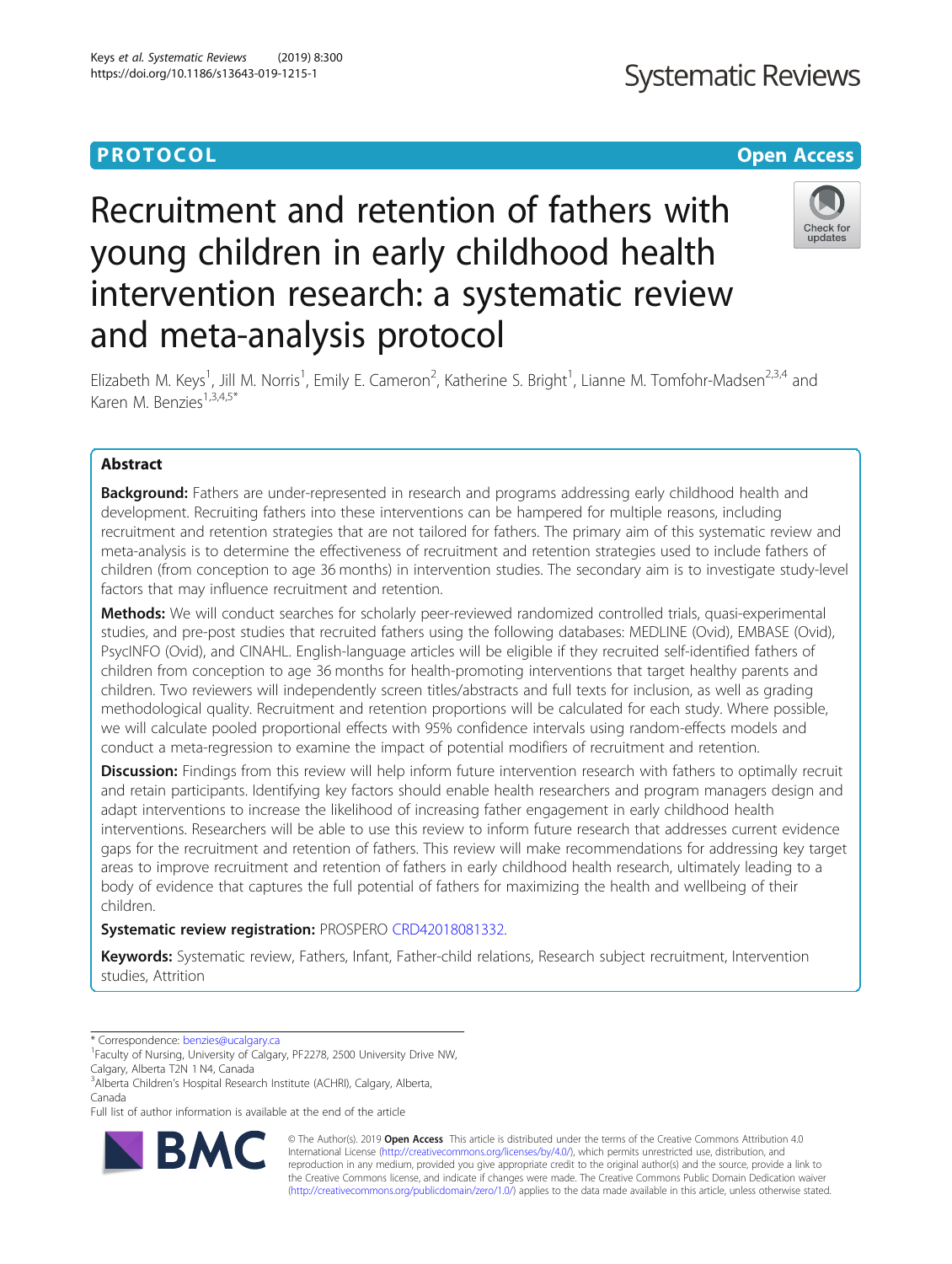PROTOCOL

Open Access

# Recruitment and retention of fathers with young children in early childhood health intervention research: a systematic review and meta-analysis protocol

Elizabeth M. Keys[1], Jill M. Norris[1], Emily E. Cameron[2], Katherine S. Bright[1], Lianne M. Tomfohr-Madsen[2,3,4] and Karen M. Benzies[1,3,4,5*]

## Abstract

**Background:** Fathers are under-represented in research and programs addressing early childhood health and development. Recruiting fathers into these interventions can be hampered for multiple reasons, including recruitment and retention strategies that are not tailored for fathers. The primary aim of this systematic review and meta-analysis is to determine the effectiveness of recruitment and retention strategies used to include fathers of children (from conception to age 36 months) in intervention studies. The secondary aim is to investigate study-level factors that may influence recruitment and retention.

**Methods:** We will conduct searches for scholarly peer-reviewed randomized controlled trials, quasi-experimental studies, and pre-post studies that recruited fathers using the following databases: MEDLINE (Ovid), EMBASE (Ovid), PsycINFO (Ovid), and CINAHL. English-language articles will be eligible if they recruited self-identified fathers of children from conception to age 36 months for health-promoting interventions that target healthy parents and children. Two reviewers will independently screen titles/abstracts and full texts for inclusion, as well as grading methodological quality. Recruitment and retention proportions will be calculated for each study. Where possible, we will calculate pooled proportional effects with 95% confidence intervals using random-effects models and conduct a meta-regression to examine the impact of potential modifiers of recruitment and retention.

**Discussion:** Findings from this review will help inform future intervention research with fathers to optimally recruit and retain participants. Identifying key factors should enable health researchers and program managers design and adapt interventions to increase the likelihood of increasing father engagement in early childhood health interventions. Researchers will be able to use this review to inform future research that addresses current evidence gaps for the recruitment and retention of fathers. This review will make recommendations for addressing key target areas to improve recruitment and retention of fathers in early childhood health research, ultimately leading to a body of evidence that captures the full potential of fathers for maximizing the health and wellbeing of their children.

**Systematic review registration:** PROSPERO CRD42018081332.

**Keywords:** Systematic review, Fathers, Infant, Father-child relations, Research subject recruitment, Intervention studies, Attrition

\* Correspondence: benzies@ucalgary.ca

[1]Faculty of Nursing, University of Calgary, PF2278, 2500 University Drive NW, Calgary, Alberta T2N 1 N4, Canada

[3]Alberta Children's Hospital Research Institute (ACHRI), Calgary, Alberta, Canada

Full list of author information is available at the end of the article

© The Author(s). 2019 **Open Access** This article is distributed under the terms of the Creative Commons Attribution 4.0 International License (http://creativecommons.org/licenses/by/4.0/), which permits unrestricted use, distribution, and reproduction in any medium, provided you give appropriate credit to the original author(s) and the source, provide a link to the Creative Commons license, and indicate if changes were made. The Creative Commons Public Domain Dedication waiver (http://creativecommons.org/publicdomain/zero/1.0/) applies to the data made available in this article, unless otherwise stated.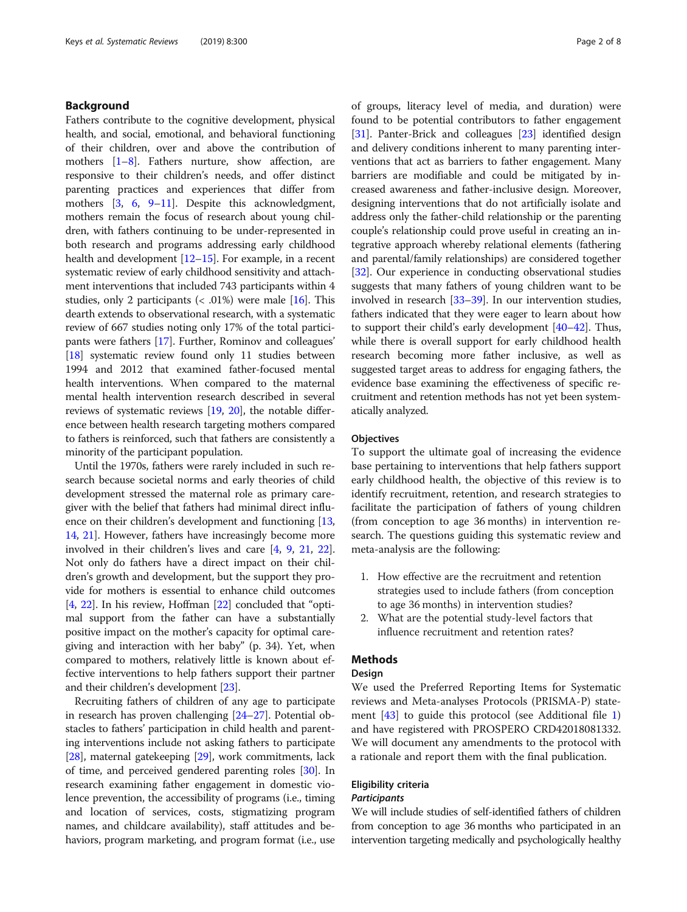## Background

Fathers contribute to the cognitive development, physical health, and social, emotional, and behavioral functioning of their children, over and above the contribution of mothers [1–8]. Fathers nurture, show affection, are responsive to their children's needs, and offer distinct parenting practices and experiences that differ from mothers [3, 6, 9–11]. Despite this acknowledgment, mothers remain the focus of research about young children, with fathers continuing to be under-represented in both research and programs addressing early childhood health and development [12–15]. For example, in a recent systematic review of early childhood sensitivity and attachment interventions that included 743 participants within 4 studies, only 2 participants (< .01%) were male [16]. This dearth extends to observational research, with a systematic review of 667 studies noting only 17% of the total participants were fathers [17]. Further, Rominov and colleagues' [18] systematic review found only 11 studies between 1994 and 2012 that examined father-focused mental health interventions. When compared to the maternal mental health intervention research described in several reviews of systematic reviews [19, 20], the notable difference between health research targeting mothers compared to fathers is reinforced, such that fathers are consistently a minority of the participant population.

Until the 1970s, fathers were rarely included in such research because societal norms and early theories of child development stressed the maternal role as primary caregiver with the belief that fathers had minimal direct influence on their children's development and functioning [13, 14, 21]. However, fathers have increasingly become more involved in their children's lives and care [4, 9, 21, 22]. Not only do fathers have a direct impact on their children's growth and development, but the support they provide for mothers is essential to enhance child outcomes [4, 22]. In his review, Hoffman [22] concluded that "optimal support from the father can have a substantially positive impact on the mother's capacity for optimal caregiving and interaction with her baby" (p. 34). Yet, when compared to mothers, relatively little is known about effective interventions to help fathers support their partner and their children's development [23].

Recruiting fathers of children of any age to participate in research has proven challenging [24–27]. Potential obstacles to fathers' participation in child health and parenting interventions include not asking fathers to participate [28], maternal gatekeeping [29], work commitments, lack of time, and perceived gendered parenting roles [30]. In research examining father engagement in domestic violence prevention, the accessibility of programs (i.e., timing and location of services, costs, stigmatizing program names, and childcare availability), staff attitudes and behaviors, program marketing, and program format (i.e., use of groups, literacy level of media, and duration) were found to be potential contributors to father engagement [31]. Panter-Brick and colleagues [23] identified design and delivery conditions inherent to many parenting interventions that act as barriers to father engagement. Many barriers are modifiable and could be mitigated by increased awareness and father-inclusive design. Moreover, designing interventions that do not artificially isolate and address only the father-child relationship or the parenting couple's relationship could prove useful in creating an integrative approach whereby relational elements (fathering and parental/family relationships) are considered together [32]. Our experience in conducting observational studies suggests that many fathers of young children want to be involved in research [33–39]. In our intervention studies, fathers indicated that they were eager to learn about how to support their child's early development [40–42]. Thus, while there is overall support for early childhood health research becoming more father inclusive, as well as suggested target areas to address for engaging fathers, the evidence base examining the effectiveness of specific recruitment and retention methods has not yet been systematically analyzed.

### Objectives

To support the ultimate goal of increasing the evidence base pertaining to interventions that help fathers support early childhood health, the objective of this review is to identify recruitment, retention, and research strategies to facilitate the participation of fathers of young children (from conception to age 36 months) in intervention research. The questions guiding this systematic review and meta-analysis are the following:

1. How effective are the recruitment and retention strategies used to include fathers (from conception to age 36 months) in intervention studies?
2. What are the potential study-level factors that influence recruitment and retention rates?

## Methods

### Design

We used the Preferred Reporting Items for Systematic reviews and Meta-analyses Protocols (PRISMA-P) statement [43] to guide this protocol (see Additional file 1) and have registered with PROSPERO CRD42018081332. We will document any amendments to the protocol with a rationale and report them with the final publication.

### Eligibility criteria

#### *Participants*

We will include studies of self-identified fathers of children from conception to age 36 months who participated in an intervention targeting medically and psychologically healthy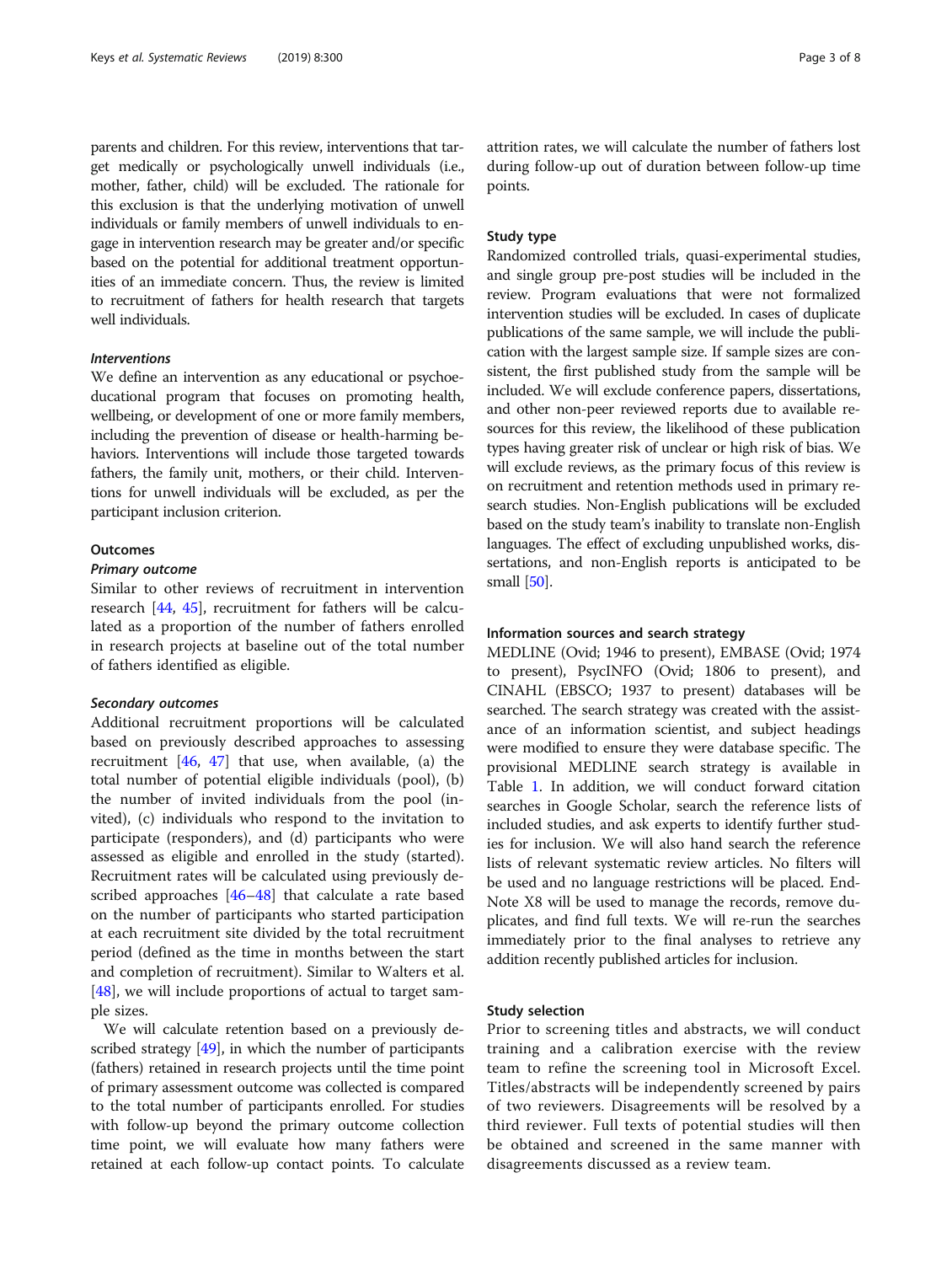parents and children. For this review, interventions that target medically or psychologically unwell individuals (i.e., mother, father, child) will be excluded. The rationale for this exclusion is that the underlying motivation of unwell individuals or family members of unwell individuals to engage in intervention research may be greater and/or specific based on the potential for additional treatment opportunities of an immediate concern. Thus, the review is limited to recruitment of fathers for health research that targets well individuals.

#### *Interventions*

We define an intervention as any educational or psychoeducational program that focuses on promoting health, wellbeing, or development of one or more family members, including the prevention of disease or health-harming behaviors. Interventions will include those targeted towards fathers, the family unit, mothers, or their child. Interventions for unwell individuals will be excluded, as per the participant inclusion criterion.

### Outcomes

#### *Primary outcome*

Similar to other reviews of recruitment in intervention research [44, 45], recruitment for fathers will be calculated as a proportion of the number of fathers enrolled in research projects at baseline out of the total number of fathers identified as eligible.

#### *Secondary outcomes*

Additional recruitment proportions will be calculated based on previously described approaches to assessing recruitment [46, 47] that use, when available, (a) the total number of potential eligible individuals (pool), (b) the number of invited individuals from the pool (invited), (c) individuals who respond to the invitation to participate (responders), and (d) participants who were assessed as eligible and enrolled in the study (started). Recruitment rates will be calculated using previously described approaches [46–48] that calculate a rate based on the number of participants who started participation at each recruitment site divided by the total recruitment period (defined as the time in months between the start and completion of recruitment). Similar to Walters et al. [48], we will include proportions of actual to target sample sizes.

We will calculate retention based on a previously described strategy [49], in which the number of participants (fathers) retained in research projects until the time point of primary assessment outcome was collected is compared to the total number of participants enrolled. For studies with follow-up beyond the primary outcome collection time point, we will evaluate how many fathers were retained at each follow-up contact points. To calculate attrition rates, we will calculate the number of fathers lost during follow-up out of duration between follow-up time points.

### Study type

Randomized controlled trials, quasi-experimental studies, and single group pre-post studies will be included in the review. Program evaluations that were not formalized intervention studies will be excluded. In cases of duplicate publications of the same sample, we will include the publication with the largest sample size. If sample sizes are consistent, the first published study from the sample will be included. We will exclude conference papers, dissertations, and other non-peer reviewed reports due to available resources for this review, the likelihood of these publication types having greater risk of unclear or high risk of bias. We will exclude reviews, as the primary focus of this review is on recruitment and retention methods used in primary research studies. Non-English publications will be excluded based on the study team's inability to translate non-English languages. The effect of excluding unpublished works, dissertations, and non-English reports is anticipated to be small [50].

### Information sources and search strategy

MEDLINE (Ovid; 1946 to present), EMBASE (Ovid; 1974 to present), PsycINFO (Ovid; 1806 to present), and CINAHL (EBSCO; 1937 to present) databases will be searched. The search strategy was created with the assistance of an information scientist, and subject headings were modified to ensure they were database specific. The provisional MEDLINE search strategy is available in Table 1. In addition, we will conduct forward citation searches in Google Scholar, search the reference lists of included studies, and ask experts to identify further studies for inclusion. We will also hand search the reference lists of relevant systematic review articles. No filters will be used and no language restrictions will be placed. EndNote X8 will be used to manage the records, remove duplicates, and find full texts. We will re-run the searches immediately prior to the final analyses to retrieve any addition recently published articles for inclusion.

### Study selection

Prior to screening titles and abstracts, we will conduct training and a calibration exercise with the review team to refine the screening tool in Microsoft Excel. Titles/abstracts will be independently screened by pairs of two reviewers. Disagreements will be resolved by a third reviewer. Full texts of potential studies will then be obtained and screened in the same manner with disagreements discussed as a review team.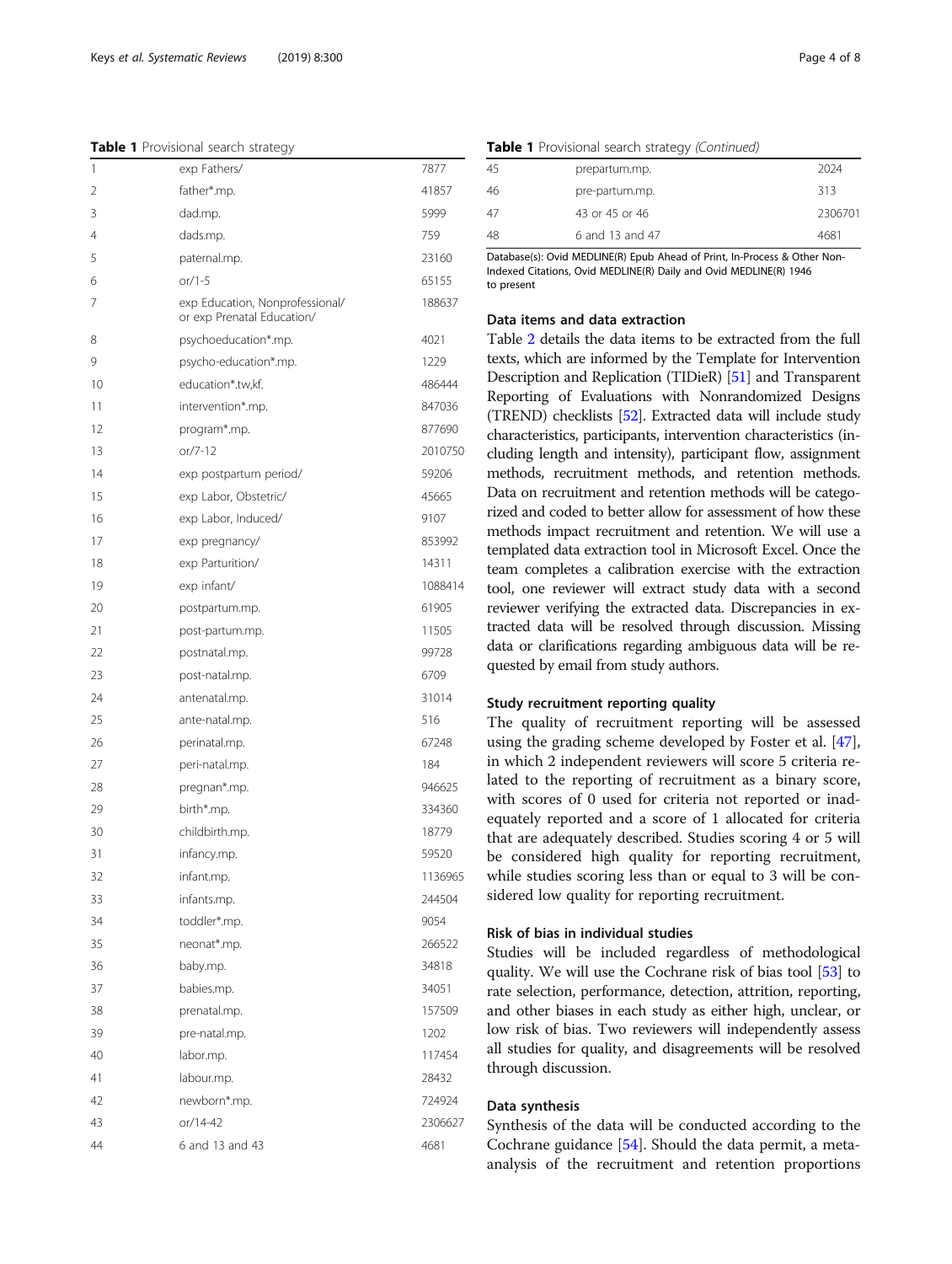**Table 1** Provisional search strategy

| | | |
|---|---|---|
| 1 | exp Fathers/ | 7877 |
| 2 | father*.mp. | 41857 |
| 3 | dad.mp. | 5999 |
| 4 | dads.mp. | 759 |
| 5 | paternal.mp. | 23160 |
| 6 | or/1-5 | 65155 |
| 7 | exp Education, Nonprofessional/ or exp Prenatal Education/ | 188637 |
| 8 | psychoeducation*.mp. | 4021 |
| 9 | psycho-education*.mp. | 1229 |
| 10 | education*.tw,kf. | 486444 |
| 11 | intervention*.mp. | 847036 |
| 12 | program*.mp. | 877690 |
| 13 | or/7-12 | 2010750 |
| 14 | exp postpartum period/ | 59206 |
| 15 | exp Labor, Obstetric/ | 45665 |
| 16 | exp Labor, Induced/ | 9107 |
| 17 | exp pregnancy/ | 853992 |
| 18 | exp Parturition/ | 14311 |
| 19 | exp infant/ | 1088414 |
| 20 | postpartum.mp. | 61905 |
| 21 | post-partum.mp. | 11505 |
| 22 | postnatal.mp. | 99728 |
| 23 | post-natal.mp. | 6709 |
| 24 | antenatal.mp. | 31014 |
| 25 | ante-natal.mp. | 516 |
| 26 | perinatal.mp. | 67248 |
| 27 | peri-natal.mp. | 184 |
| 28 | pregnan*.mp. | 946625 |
| 29 | birth*.mp. | 334360 |
| 30 | childbirth.mp. | 18779 |
| 31 | infancy.mp. | 59520 |
| 32 | infant.mp. | 1136965 |
| 33 | infants.mp. | 244504 |
| 34 | toddler*.mp. | 9054 |
| 35 | neonat*.mp. | 266522 |
| 36 | baby.mp. | 34818 |
| 37 | babies.mp. | 34051 |
| 38 | prenatal.mp. | 157509 |
| 39 | pre-natal.mp. | 1202 |
| 40 | labor.mp. | 117454 |
| 41 | labour.mp. | 28432 |
| 42 | newborn*.mp. | 724924 |
| 43 | or/14-42 | 2306627 |
| 44 | 6 and 13 and 43 | 4681 |
| 45 | prepartum.mp. | 2024 |
| 46 | pre-partum.mp. | 313 |
| 47 | 43 or 45 or 46 | 2306701 |
| 48 | 6 and 13 and 47 | 4681 |

Database(s): Ovid MEDLINE(R) Epub Ahead of Print, In-Process & Other Non-Indexed Citations, Ovid MEDLINE(R) Daily and Ovid MEDLINE(R) 1946 to present

### Data items and data extraction

Table 2 details the data items to be extracted from the full texts, which are informed by the Template for Intervention Description and Replication (TIDieR) [51] and Transparent Reporting of Evaluations with Nonrandomized Designs (TREND) checklists [52]. Extracted data will include study characteristics, participants, intervention characteristics (including length and intensity), participant flow, assignment methods, recruitment methods, and retention methods. Data on recruitment and retention methods will be categorized and coded to better allow for assessment of how these methods impact recruitment and retention. We will use a templated data extraction tool in Microsoft Excel. Once the team completes a calibration exercise with the extraction tool, one reviewer will extract study data with a second reviewer verifying the extracted data. Discrepancies in extracted data will be resolved through discussion. Missing data or clarifications regarding ambiguous data will be requested by email from study authors.

### Study recruitment reporting quality

The quality of recruitment reporting will be assessed using the grading scheme developed by Foster et al. [47], in which 2 independent reviewers will score 5 criteria related to the reporting of recruitment as a binary score, with scores of 0 used for criteria not reported or inadequately reported and a score of 1 allocated for criteria that are adequately described. Studies scoring 4 or 5 will be considered high quality for reporting recruitment, while studies scoring less than or equal to 3 will be considered low quality for reporting recruitment.

### Risk of bias in individual studies

Studies will be included regardless of methodological quality. We will use the Cochrane risk of bias tool [53] to rate selection, performance, detection, attrition, reporting, and other biases in each study as either high, unclear, or low risk of bias. Two reviewers will independently assess all studies for quality, and disagreements will be resolved through discussion.

### Data synthesis

Synthesis of the data will be conducted according to the Cochrane guidance [54]. Should the data permit, a meta-analysis of the recruitment and retention proportions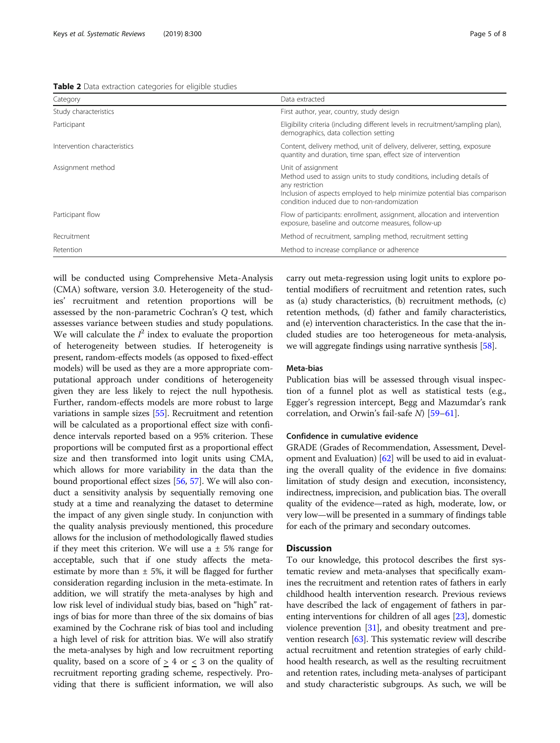**Table 2** Data extraction categories for eligible studies

| Category | Data extracted |
| --- | --- |
| Study characteristics | First author, year, country, study design |
| Participant | Eligibility criteria (including different levels in recruitment/sampling plan), demographics, data collection setting |
| Intervention characteristics | Content, delivery method, unit of delivery, deliverer, setting, exposure quantity and duration, time span, effect size of intervention |
| Assignment method | Unit of assignment<br>Method used to assign units to study conditions, including details of any restriction<br>Inclusion of aspects employed to help minimize potential bias comparison condition induced due to non-randomization |
| Participant flow | Flow of participants: enrollment, assignment, allocation and intervention exposure, baseline and outcome measures, follow-up |
| Recruitment | Method of recruitment, sampling method, recruitment setting |
| Retention | Method to increase compliance or adherence |

will be conducted using Comprehensive Meta-Analysis (CMA) software, version 3.0. Heterogeneity of the studies' recruitment and retention proportions will be assessed by the non-parametric Cochran's $Q$ test, which assesses variance between studies and study populations. We will calculate the $I^2$ index to evaluate the proportion of heterogeneity between studies. If heterogeneity is present, random-effects models (as opposed to fixed-effect models) will be used as they are a more appropriate computational approach under conditions of heterogeneity given they are less likely to reject the null hypothesis. Further, random-effects models are more robust to large variations in sample sizes [55]. Recruitment and retention will be calculated as a proportional effect size with confidence intervals reported based on a 95% criterion. These proportions will be computed first as a proportional effect size and then transformed into logit units using CMA, which allows for more variability in the data than the bound proportional effect sizes [56, 57]. We will also conduct a sensitivity analysis by sequentially removing one study at a time and reanalyzing the dataset to determine the impact of any given single study. In conjunction with the quality analysis previously mentioned, this procedure allows for the inclusion of methodologically flawed studies if they meet this criterion. We will use a ± 5% range for acceptable, such that if one study affects the meta-estimate by more than ± 5%, it will be flagged for further consideration regarding inclusion in the meta-estimate. In addition, we will stratify the meta-analyses by high and low risk level of individual study bias, based on "high" ratings of bias for more than three of the six domains of bias examined by the Cochrane risk of bias tool and including a high level of risk for attrition bias. We will also stratify the meta-analyses by high and low recruitment reporting quality, based on a score of $\geq 4$ or $\leq 3$ on the quality of recruitment reporting grading scheme, respectively. Providing that there is sufficient information, we will also carry out meta-regression using logit units to explore potential modifiers of recruitment and retention rates, such as (a) study characteristics, (b) recruitment methods, (c) retention methods, (d) father and family characteristics, and (e) intervention characteristics. In the case that the included studies are too heterogeneous for meta-analysis, we will aggregate findings using narrative synthesis [58].

### Meta-bias

Publication bias will be assessed through visual inspection of a funnel plot as well as statistical tests (e.g., Egger's regression intercept, Begg and Mazumdar's rank correlation, and Orwin's fail-safe $N$) [59–61].

### Confidence in cumulative evidence

GRADE (Grades of Recommendation, Assessment, Development and Evaluation) [62] will be used to aid in evaluating the overall quality of the evidence in five domains: limitation of study design and execution, inconsistency, indirectness, imprecision, and publication bias. The overall quality of the evidence—rated as high, moderate, low, or very low—will be presented in a summary of findings table for each of the primary and secondary outcomes.

## Discussion

To our knowledge, this protocol describes the first systematic review and meta-analyses that specifically examines the recruitment and retention rates of fathers in early childhood health intervention research. Previous reviews have described the lack of engagement of fathers in parenting interventions for children of all ages [23], domestic violence prevention [31], and obesity treatment and prevention research [63]. This systematic review will describe actual recruitment and retention strategies of early childhood health research, as well as the resulting recruitment and retention rates, including meta-analyses of participant and study characteristic subgroups. As such, we will be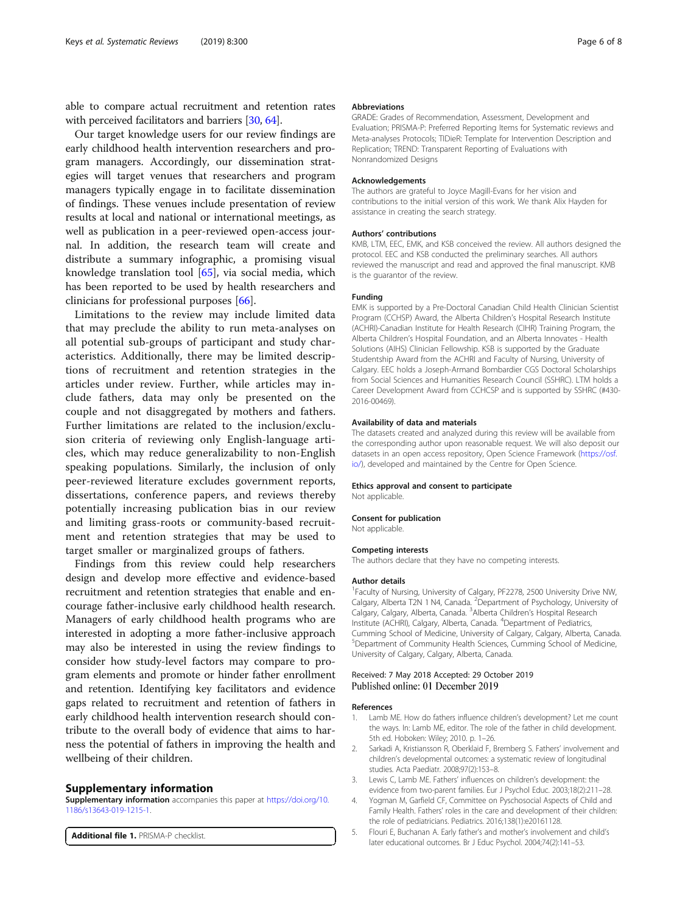able to compare actual recruitment and retention rates with perceived facilitators and barriers [30, 64].

Our target knowledge users for our review findings are early childhood health intervention researchers and program managers. Accordingly, our dissemination strategies will target venues that researchers and program managers typically engage in to facilitate dissemination of findings. These venues include presentation of review results at local and national or international meetings, as well as publication in a peer-reviewed open-access journal. In addition, the research team will create and distribute a summary infographic, a promising visual knowledge translation tool [65], via social media, which has been reported to be used by health researchers and clinicians for professional purposes [66].

Limitations to the review may include limited data that may preclude the ability to run meta-analyses on all potential sub-groups of participant and study characteristics. Additionally, there may be limited descriptions of recruitment and retention strategies in the articles under review. Further, while articles may include fathers, data may only be presented on the couple and not disaggregated by mothers and fathers. Further limitations are related to the inclusion/exclusion criteria of reviewing only English-language articles, which may reduce generalizability to non-English speaking populations. Similarly, the inclusion of only peer-reviewed literature excludes government reports, dissertations, conference papers, and reviews thereby potentially increasing publication bias in our review and limiting grass-roots or community-based recruitment and retention strategies that may be used to target smaller or marginalized groups of fathers.

Findings from this review could help researchers design and develop more effective and evidence-based recruitment and retention strategies that enable and encourage father-inclusive early childhood health research. Managers of early childhood health programs who are interested in adopting a more father-inclusive approach may also be interested in using the review findings to consider how study-level factors may compare to program elements and promote or hinder father enrollment and retention. Identifying key facilitators and evidence gaps related to recruitment and retention of fathers in early childhood health intervention research should contribute to the overall body of evidence that aims to harness the potential of fathers in improving the health and wellbeing of their children.

## Supplementary information

**Supplementary information** accompanies this paper at https://doi.org/10.1186/s13643-019-1215-1.

**Additional file 1.** PRISMA-P checklist.

### Abbreviations

GRADE: Grades of Recommendation, Assessment, Development and Evaluation; PRISMA-P: Preferred Reporting Items for Systematic reviews and Meta-analyses Protocols; TIDieR: Template for Intervention Description and Replication; TREND: Transparent Reporting of Evaluations with Nonrandomized Designs

### Acknowledgements

The authors are grateful to Joyce Magill-Evans for her vision and contributions to the initial version of this work. We thank Alix Hayden for assistance in creating the search strategy.

### Authors' contributions

KMB, LTM, EEC, EMK, and KSB conceived the review. All authors designed the protocol. EEC and KSB conducted the preliminary searches. All authors reviewed the manuscript and read and approved the final manuscript. KMB is the guarantor of the review.

### Funding

EMK is supported by a Pre-Doctoral Canadian Child Health Clinician Scientist Program (CCHSP) Award, the Alberta Children's Hospital Research Institute (ACHRI)-Canadian Institute for Health Research (CIHR) Training Program, the Alberta Children's Hospital Foundation, and an Alberta Innovates - Health Solutions (AIHS) Clinician Fellowship. KSB is supported by the Graduate Studentship Award from the ACHRI and Faculty of Nursing, University of Calgary. EEC holds a Joseph-Armand Bombardier CGS Doctoral Scholarships from Social Sciences and Humanities Research Council (SSHRC). LTM holds a Career Development Award from CCHCSP and is supported by SSHRC (#430-2016-00469).

### Availability of data and materials

The datasets created and analyzed during this review will be available from the corresponding author upon reasonable request. We will also deposit our datasets in an open access repository, Open Science Framework (https://osf.io/), developed and maintained by the Centre for Open Science.

### Ethics approval and consent to participate

Not applicable.

### Consent for publication

Not applicable.

### Competing interests

The authors declare that they have no competing interests.

### Author details

[1]Faculty of Nursing, University of Calgary, PF2278, 2500 University Drive NW, Calgary, Alberta T2N 1 N4, Canada. [2]Department of Psychology, University of Calgary, Calgary, Alberta, Canada. [3]Alberta Children's Hospital Research Institute (ACHRI), Calgary, Alberta, Canada. [4]Department of Pediatrics, Cumming School of Medicine, University of Calgary, Calgary, Alberta, Canada. [5]Department of Community Health Sciences, Cumming School of Medicine, University of Calgary, Calgary, Alberta, Canada.

Received: 7 May 2018 Accepted: 29 October 2019
Published online: 01 December 2019

### References

1. Lamb ME. How do fathers influence children's development? Let me count the ways. In: Lamb ME, editor. The role of the father in child development. 5th ed. Hoboken: Wiley; 2010. p. 1–26.
2. Sarkadi A, Kristiansson R, Oberklaid F, Bremberg S. Fathers' involvement and children's developmental outcomes: a systematic review of longitudinal studies. Acta Paediatr. 2008;97(2):153–8.
3. Lewis C, Lamb ME. Fathers' influences on children's development: the evidence from two-parent families. Eur J Psychol Educ. 2003;18(2):211–28.
4. Yogman M, Garfield CF, Committee on Psychosocial Aspects of Child and Family Health. Fathers' roles in the care and development of their children: the role of pediatricians. Pediatrics. 2016;138(1):e20161128.
5. Flouri E, Buchanan A. Early father's and mother's involvement and child's later educational outcomes. Br J Educ Psychol. 2004;74(2):141–53.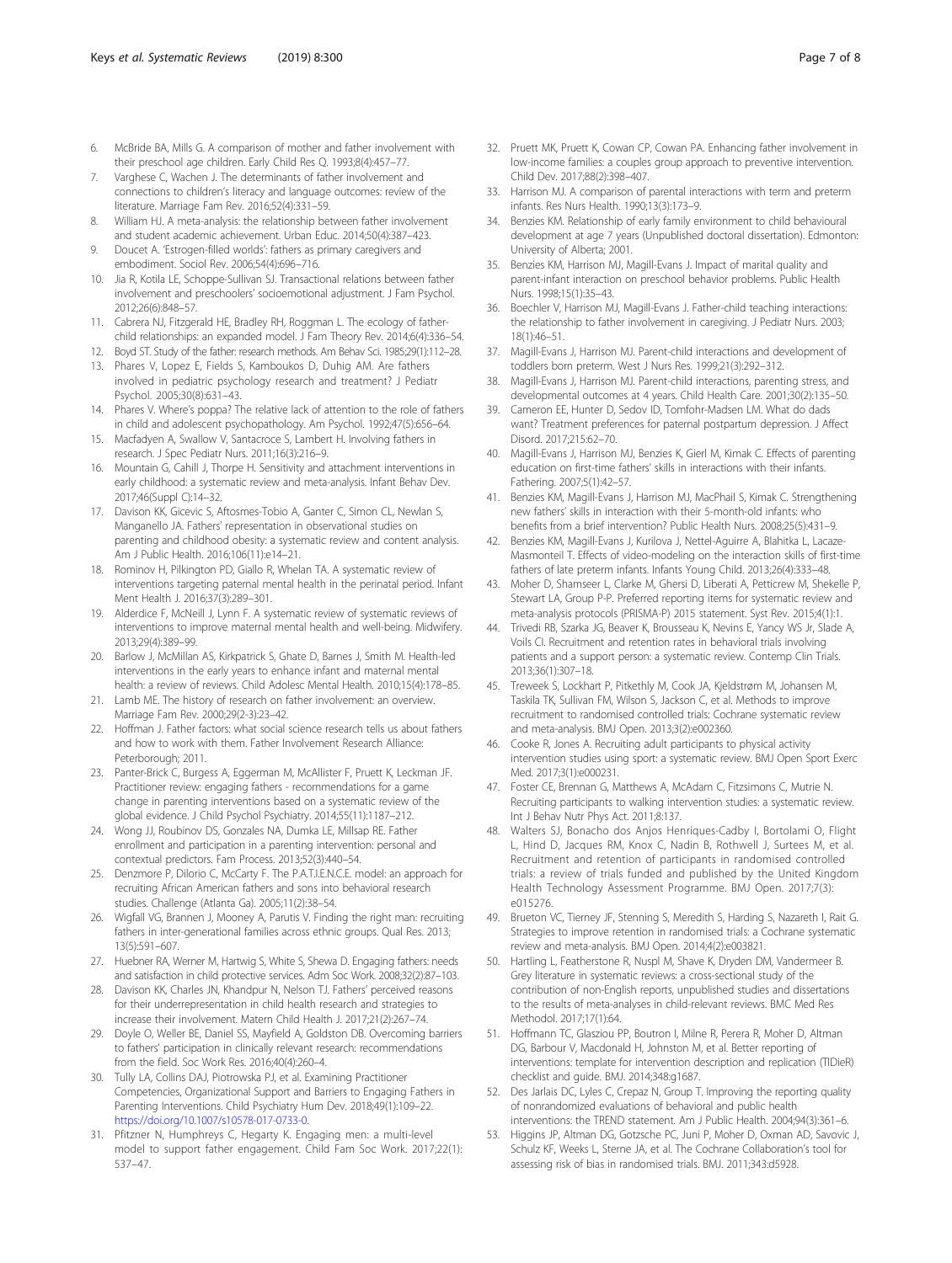6. McBride BA, Mills G. A comparison of mother and father involvement with their preschool age children. Early Child Res Q. 1993;8(4):457–77.
7. Varghese C, Wachen J. The determinants of father involvement and connections to children's literacy and language outcomes: review of the literature. Marriage Fam Rev. 2016;52(4):331–59.
8. William HJ. A meta-analysis: the relationship between father involvement and student academic achievement. Urban Educ. 2014;50(4):387–423.
9. Doucet A. 'Estrogen-filled worlds': fathers as primary caregivers and embodiment. Sociol Rev. 2006;54(4):696–716.
10. Jia R, Kotila LE, Schoppe-Sullivan SJ. Transactional relations between father involvement and preschoolers' socioemotional adjustment. J Fam Psychol. 2012;26(6):848–57.
11. Cabrera NJ, Fitzgerald HE, Bradley RH, Roggman L. The ecology of father-child relationships: an expanded model. J Fam Theory Rev. 2014;6(4):336–54.
12. Boyd ST. Study of the father: research methods. Am Behav Sci. 1985;29(1):112–28.
13. Phares V, Lopez E, Fields S, Kamboukos D, Duhig AM. Are fathers involved in pediatric psychology research and treatment? J Pediatr Psychol. 2005;30(8):631–43.
14. Phares V. Where's poppa? The relative lack of attention to the role of fathers in child and adolescent psychopathology. Am Psychol. 1992;47(5):656–64.
15. Macfadyen A, Swallow V, Santacroce S, Lambert H. Involving fathers in research. J Spec Pediatr Nurs. 2011;16(3):216–9.
16. Mountain G, Cahill J, Thorpe H. Sensitivity and attachment interventions in early childhood: a systematic review and meta-analysis. Infant Behav Dev. 2017;46(Suppl C):14–32.
17. Davison KK, Gicevic S, Aftosmes-Tobio A, Ganter C, Simon CL, Newlan S, Manganello JA. Fathers' representation in observational studies on parenting and childhood obesity: a systematic review and content analysis. Am J Public Health. 2016;106(11):e14–21.
18. Rominov H, Pilkington PD, Giallo R, Whelan TA. A systematic review of interventions targeting paternal mental health in the perinatal period. Infant Ment Health J. 2016;37(3):289–301.
19. Alderdice F, McNeill J, Lynn F. A systematic review of systematic reviews of interventions to improve maternal mental health and well-being. Midwifery. 2013;29(4):389–99.
20. Barlow J, McMillan AS, Kirkpatrick S, Ghate D, Barnes J, Smith M. Health-led interventions in the early years to enhance infant and maternal mental health: a review of reviews. Child Adolesc Mental Health. 2010;15(4):178–85.
21. Lamb ME. The history of research on father involvement: an overview. Marriage Fam Rev. 2000;29(2-3):23–42.
22. Hoffman J. Father factors: what social science research tells us about fathers and how to work with them. Father Involvement Research Alliance: Peterborough; 2011.
23. Panter-Brick C, Burgess A, Eggerman M, McAllister F, Pruett K, Leckman JF. Practitioner review: engaging fathers - recommendations for a game change in parenting interventions based on a systematic review of the global evidence. J Child Psychol Psychiatry. 2014;55(11):1187–212.
24. Wong JJ, Roubinov DS, Gonzales NA, Dumka LE, Millsap RE. Father enrollment and participation in a parenting intervention: personal and contextual predictors. Fam Process. 2013;52(3):440–54.
25. Denzmore P, Dilorio C, McCarty F. The P.A.T.I.E.N.C.E. model: an approach for recruiting African American fathers and sons into behavioral research studies. Challenge (Atlanta Ga). 2005;11(2):38–54.
26. Wigfall VG, Brannen J, Mooney A, Parutis V. Finding the right man: recruiting fathers in inter-generational families across ethnic groups. Qual Res. 2013;13(5):591–607.
27. Huebner RA, Werner M, Hartwig S, White S, Shewa D. Engaging fathers: needs and satisfaction in child protective services. Adm Soc Work. 2008;32(2):87–103.
28. Davison KK, Charles JN, Khandpur N, Nelson TJ. Fathers' perceived reasons for their underrepresentation in child health research and strategies to increase their involvement. Matern Child Health J. 2017;21(2):267–74.
29. Doyle O, Weller BE, Daniel SS, Mayfield A, Goldston DB. Overcoming barriers to fathers' participation in clinically relevant research: recommendations from the field. Soc Work Res. 2016;40(4):260–4.
30. Tully LA, Collins DAJ, Piotrowska PJ, et al. Examining Practitioner Competencies, Organizational Support and Barriers to Engaging Fathers in Parenting Interventions. Child Psychiatry Hum Dev. 2018;49(1):109–22. https://doi.org/10.1007/s10578-017-0733-0.
31. Pfitzner N, Humphreys C, Hegarty K. Engaging men: a multi-level model to support father engagement. Child Fam Soc Work. 2017;22(1):537–47.
32. Pruett MK, Pruett K, Cowan CP, Cowan PA. Enhancing father involvement in low-income families: a couples group approach to preventive intervention. Child Dev. 2017;88(2):398–407.
33. Harrison MJ. A comparison of parental interactions with term and preterm infants. Res Nurs Health. 1990;13(3):173–9.
34. Benzies KM. Relationship of early family environment to child behavioural development at age 7 years (Unpublished doctoral dissertation). Edmonton: University of Alberta; 2001.
35. Benzies KM, Harrison MJ, Magill-Evans J. Impact of marital quality and parent-infant interaction on preschool behavior problems. Public Health Nurs. 1998;15(1):35–43.
36. Boechler V, Harrison MJ, Magill-Evans J. Father-child teaching interactions: the relationship to father involvement in caregiving. J Pediatr Nurs. 2003;18(1):46–51.
37. Magill-Evans J, Harrison MJ. Parent-child interactions and development of toddlers born preterm. West J Nurs Res. 1999;21(3):292–312.
38. Magill-Evans J, Harrison MJ. Parent-child interactions, parenting stress, and developmental outcomes at 4 years. Child Health Care. 2001;30(2):135–50.
39. Cameron EE, Hunter D, Sedov ID, Tomfohr-Madsen LM. What do dads want? Treatment preferences for paternal postpartum depression. J Affect Disord. 2017;215:62–70.
40. Magill-Evans J, Harrison MJ, Benzies K, Gierl M, Kimak C. Effects of parenting education on first-time fathers' skills in interactions with their infants. Fathering. 2007;5(1):42–57.
41. Benzies KM, Magill-Evans J, Harrison MJ, MacPhail S, Kimak C. Strengthening new fathers' skills in interaction with their 5-month-old infants: who benefits from a brief intervention? Public Health Nurs. 2008;25(5):431–9.
42. Benzies KM, Magill-Evans J, Kurilova J, Nettel-Aguirre A, Blahitka L, Lacaze-Masmonteil T. Effects of video-modeling on the interaction skills of first-time fathers of late preterm infants. Infants Young Child. 2013;26(4):333–48.
43. Moher D, Shamseer L, Clarke M, Ghersi D, Liberati A, Petticrew M, Shekelle P, Stewart LA, Group P-P. Preferred reporting items for systematic review and meta-analysis protocols (PRISMA-P) 2015 statement. Syst Rev. 2015;4(1):1.
44. Trivedi RB, Szarka JG, Beaver K, Brousseau K, Nevins E, Yancy WS Jr, Slade A, Voils CI. Recruitment and retention rates in behavioral trials involving patients and a support person: a systematic review. Contemp Clin Trials. 2013;36(1):307–18.
45. Treweek S, Lockhart P, Pitkethly M, Cook JA, Kjeldstrøm M, Johansen M, Taskila TK, Sullivan FM, Wilson S, Jackson C, et al. Methods to improve recruitment to randomised controlled trials: Cochrane systematic review and meta-analysis. BMJ Open. 2013;3(2):e002360.
46. Cooke R, Jones A. Recruiting adult participants to physical activity intervention studies using sport: a systematic review. BMJ Open Sport Exerc Med. 2017;3(1):e000231.
47. Foster CE, Brennan G, Matthews A, McAdam C, Fitzsimons C, Mutrie N. Recruiting participants to walking intervention studies: a systematic review. Int J Behav Nutr Phys Act. 2011;8:137.
48. Walters SJ, Bonacho dos Anjos Henriques-Cadby I, Bortolami O, Flight L, Hind D, Jacques RM, Knox C, Nadin B, Rothwell J, Surtees M, et al. Recruitment and retention of participants in randomised controlled trials: a review of trials funded and published by the United Kingdom Health Technology Assessment Programme. BMJ Open. 2017;7(3):e015276.
49. Brueton VC, Tierney JF, Stenning S, Meredith S, Harding S, Nazareth I, Rait G. Strategies to improve retention in randomised trials: a Cochrane systematic review and meta-analysis. BMJ Open. 2014;4(2):e003821.
50. Hartling L, Featherstone R, Nuspl M, Shave K, Dryden DM, Vandermeer B. Grey literature in systematic reviews: a cross-sectional study of the contribution of non-English reports, unpublished studies and dissertations to the results of meta-analyses in child-relevant reviews. BMC Med Res Methodol. 2017;17(1):64.
51. Hoffmann TC, Glasziou PP, Boutron I, Milne R, Perera R, Moher D, Altman DG, Barbour V, Macdonald H, Johnston M, et al. Better reporting of interventions: template for intervention description and replication (TIDieR) checklist and guide. BMJ. 2014;348:g1687.
52. Des Jarlais DC, Lyles C, Crepaz N, Group T. Improving the reporting quality of nonrandomized evaluations of behavioral and public health interventions: the TREND statement. Am J Public Health. 2004;94(3):361–6.
53. Higgins JP, Altman DG, Gotzsche PC, Juni P, Moher D, Oxman AD, Savovic J, Schulz KF, Weeks L, Sterne JA, et al. The Cochrane Collaboration's tool for assessing risk of bias in randomised trials. BMJ. 2011;343:d5928.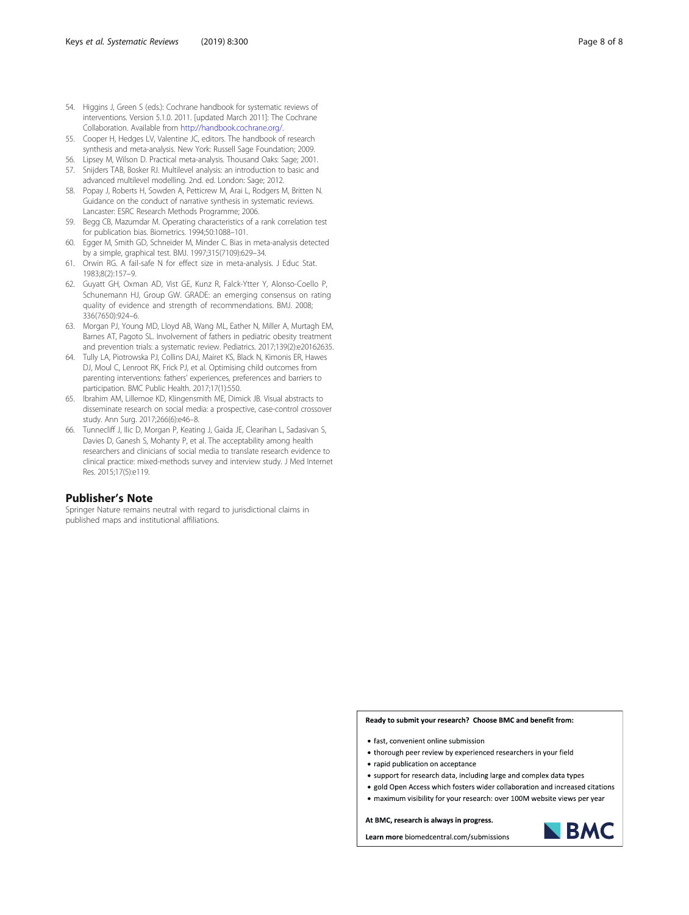54. Higgins J, Green S (eds.): Cochrane handbook for systematic reviews of interventions. Version 5.1.0. 2011. [updated March 2011]: The Cochrane Collaboration. Available from http://handbook.cochrane.org/.
55. Cooper H, Hedges LV, Valentine JC, editors. The handbook of research synthesis and meta-analysis. New York: Russell Sage Foundation; 2009.
56. Lipsey M, Wilson D. Practical meta-analysis. Thousand Oaks: Sage; 2001.
57. Snijders TAB, Bosker RJ. Multilevel analysis: an introduction to basic and advanced multilevel modelling. 2nd. ed. London: Sage; 2012.
58. Popay J, Roberts H, Sowden A, Petticrew M, Arai L, Rodgers M, Britten N. Guidance on the conduct of narrative synthesis in systematic reviews. Lancaster: ESRC Research Methods Programme; 2006.
59. Begg CB, Mazumdar M. Operating characteristics of a rank correlation test for publication bias. Biometrics. 1994;50:1088–101.
60. Egger M, Smith GD, Schneider M, Minder C. Bias in meta-analysis detected by a simple, graphical test. BMJ. 1997;315(7109):629–34.
61. Orwin RG. A fail-safe N for effect size in meta-analysis. J Educ Stat. 1983;8(2):157–9.
62. Guyatt GH, Oxman AD, Vist GE, Kunz R, Falck-Ytter Y, Alonso-Coello P, Schunemann HJ, Group GW. GRADE: an emerging consensus on rating quality of evidence and strength of recommendations. BMJ. 2008; 336(7650):924–6.
63. Morgan PJ, Young MD, Lloyd AB, Wang ML, Eather N, Miller A, Murtagh EM, Barnes AT, Pagoto SL. Involvement of fathers in pediatric obesity treatment and prevention trials: a systematic review. Pediatrics. 2017;139(2):e20162635.
64. Tully LA, Piotrowska PJ, Collins DAJ, Mairet KS, Black N, Kimonis ER, Hawes DJ, Moul C, Lenroot RK, Frick PJ, et al. Optimising child outcomes from parenting interventions: fathers' experiences, preferences and barriers to participation. BMC Public Health. 2017;17(1):550.
65. Ibrahim AM, Lillemoe KD, Klingensmith ME, Dimick JB. Visual abstracts to disseminate research on social media: a prospective, case-control crossover study. Ann Surg. 2017;266(6):e46–8.
66. Tunnecliff J, Ilic D, Morgan P, Keating J, Gaida JE, Clearihan L, Sadasivan S, Davies D, Ganesh S, Mohanty P, et al. The acceptability among health researchers and clinicians of social media to translate research evidence to clinical practice: mixed-methods survey and interview study. J Med Internet Res. 2015;17(5):e119.

## Publisher's Note

Springer Nature remains neutral with regard to jurisdictional claims in published maps and institutional affiliations.

**Ready to submit your research? Choose BMC and benefit from:**

- fast, convenient online submission
- thorough peer review by experienced researchers in your field
- rapid publication on acceptance
- support for research data, including large and complex data types
- gold Open Access which fosters wider collaboration and increased citations
- maximum visibility for your research: over 100M website views per year

**At BMC, research is always in progress.**

**Learn more** biomedcentral.com/submissions

BMC